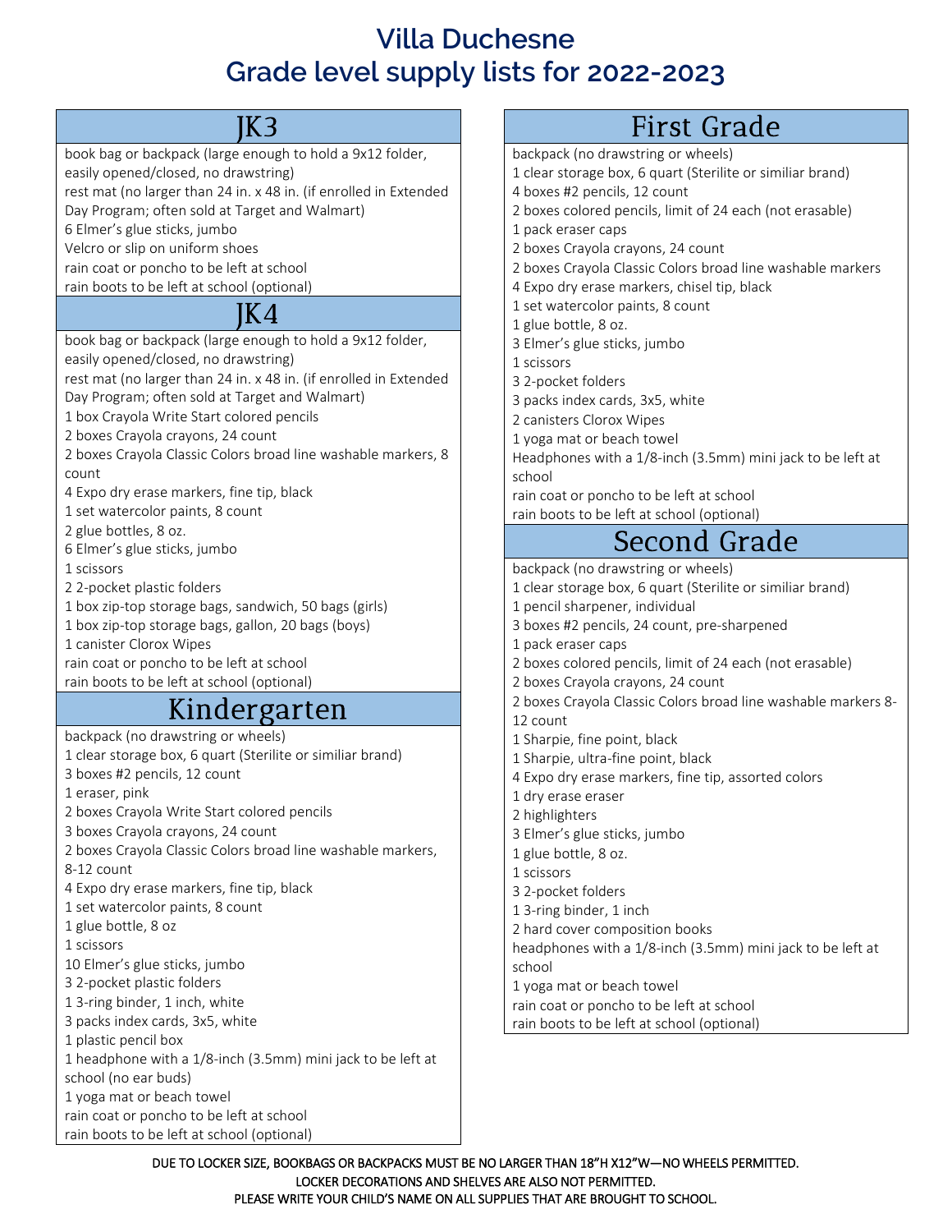# Villa Duchesne
# Grade level supply lists for 2022-2023

## JK3

book bag or backpack (large enough to hold a 9x12 folder, easily opened/closed, no drawstring)
rest mat (no larger than 24 in. x 48 in. (if enrolled in Extended Day Program; often sold at Target and Walmart)
6 Elmer's glue sticks, jumbo
Velcro or slip on uniform shoes
rain coat or poncho to be left at school
rain boots to be left at school (optional)

## JK4

book bag or backpack (large enough to hold a 9x12 folder, easily opened/closed, no drawstring)
rest mat (no larger than 24 in. x 48 in. (if enrolled in Extended Day Program; often sold at Target and Walmart)
1 box Crayola Write Start colored pencils
2 boxes Crayola crayons, 24 count
2 boxes Crayola Classic Colors broad line washable markers, 8 count
4 Expo dry erase markers, fine tip, black
1 set watercolor paints, 8 count
2 glue bottles, 8 oz.
6 Elmer's glue sticks, jumbo
1 scissors
2 2-pocket plastic folders
1 box zip-top storage bags, sandwich, 50 bags (girls)
1 box zip-top storage bags, gallon, 20 bags (boys)
1 canister Clorox Wipes
rain coat or poncho to be left at school
rain boots to be left at school (optional)

## Kindergarten

backpack (no drawstring or wheels)
1 clear storage box, 6 quart (Sterilite or similiar brand)
3 boxes #2 pencils, 12 count
1 eraser, pink
2 boxes Crayola Write Start colored pencils
3 boxes Crayola crayons, 24 count
2 boxes Crayola Classic Colors broad line washable markers, 8-12 count
4 Expo dry erase markers, fine tip, black
1 set watercolor paints, 8 count
1 glue bottle, 8 oz
1 scissors
10 Elmer's glue sticks, jumbo
3 2-pocket plastic folders
1 3-ring binder, 1 inch, white
3 packs index cards, 3x5, white
1 plastic pencil box
1 headphone with a 1/8-inch (3.5mm) mini jack to be left at school (no ear buds)
1 yoga mat or beach towel
rain coat or poncho to be left at school
rain boots to be left at school (optional)

## First Grade

backpack (no drawstring or wheels)
1 clear storage box, 6 quart (Sterilite or similiar brand)
4 boxes #2 pencils, 12 count
2 boxes colored pencils, limit of 24 each (not erasable)
1 pack eraser caps
2 boxes Crayola crayons, 24 count
2 boxes Crayola Classic Colors broad line washable markers
4 Expo dry erase markers, chisel tip, black
1 set watercolor paints, 8 count
1 glue bottle, 8 oz.
3 Elmer's glue sticks, jumbo
1 scissors
3 2-pocket folders
3 packs index cards, 3x5, white
2 canisters Clorox Wipes
1 yoga mat or beach towel
Headphones with a 1/8-inch (3.5mm) mini jack to be left at school
rain coat or poncho to be left at school
rain boots to be left at school (optional)

## Second Grade

backpack (no drawstring or wheels)
1 clear storage box, 6 quart (Sterilite or similiar brand)
1 pencil sharpener, individual
3 boxes #2 pencils, 24 count, pre-sharpened
1 pack eraser caps
2 boxes colored pencils, limit of 24 each (not erasable)
2 boxes Crayola crayons, 24 count
2 boxes Crayola Classic Colors broad line washable markers 8-12 count
1 Sharpie, fine point, black
1 Sharpie, ultra-fine point, black
4 Expo dry erase markers, fine tip, assorted colors
1 dry erase eraser
2 highlighters
3 Elmer's glue sticks, jumbo
1 glue bottle, 8 oz.
1 scissors
3 2-pocket folders
1 3-ring binder, 1 inch
2 hard cover composition books
headphones with a 1/8-inch (3.5mm) mini jack to be left at school
1 yoga mat or beach towel
rain coat or poncho to be left at school
rain boots to be left at school (optional)

DUE TO LOCKER SIZE, BOOKBAGS OR BACKPACKS MUST BE NO LARGER THAN 18"H X12"W—NO WHEELS PERMITTED.
LOCKER DECORATIONS AND SHELVES ARE ALSO NOT PERMITTED.
PLEASE WRITE YOUR CHILD'S NAME ON ALL SUPPLIES THAT ARE BROUGHT TO SCHOOL.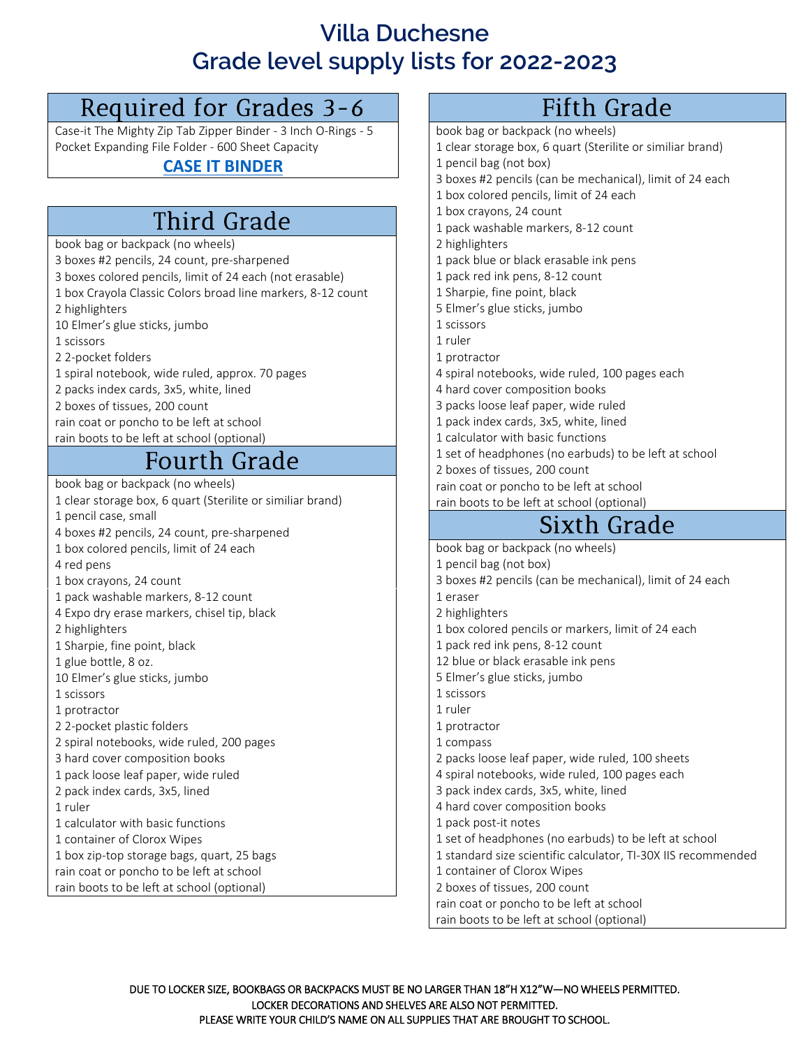# Villa Duchesne
# Grade level supply lists for 2022-2023

## Required for Grades 3-6

Case-it The Mighty Zip Tab Zipper Binder - 3 Inch O-Rings - 5 Pocket Expanding File Folder - 600 Sheet Capacity

**CASE IT BINDER**

## Third Grade

- book bag or backpack (no wheels)
- 3 boxes #2 pencils, 24 count, pre-sharpened
- 3 boxes colored pencils, limit of 24 each (not erasable)
- 1 box Crayola Classic Colors broad line markers, 8-12 count
- 2 highlighters
- 10 Elmer's glue sticks, jumbo
- 1 scissors
- 2 2-pocket folders
- 1 spiral notebook, wide ruled, approx. 70 pages
- 2 packs index cards, 3x5, white, lined
- 2 boxes of tissues, 200 count
- rain coat or poncho to be left at school
- rain boots to be left at school (optional)

## Fourth Grade

- book bag or backpack (no wheels)
- 1 clear storage box, 6 quart (Sterilite or similiar brand)
- 1 pencil case, small
- 4 boxes #2 pencils, 24 count, pre-sharpened
- 1 box colored pencils, limit of 24 each
- 4 red pens
- 1 box crayons, 24 count
- 1 pack washable markers, 8-12 count
- 4 Expo dry erase markers, chisel tip, black
- 2 highlighters
- 1 Sharpie, fine point, black
- 1 glue bottle, 8 oz.
- 10 Elmer's glue sticks, jumbo
- 1 scissors
- 1 protractor
- 2 2-pocket plastic folders
- 2 spiral notebooks, wide ruled, 200 pages
- 3 hard cover composition books
- 1 pack loose leaf paper, wide ruled
- 2 pack index cards, 3x5, lined
- 1 ruler
- 1 calculator with basic functions
- 1 container of Clorox Wipes
- 1 box zip-top storage bags, quart, 25 bags
- rain coat or poncho to be left at school
- rain boots to be left at school (optional)

## Fifth Grade

- book bag or backpack (no wheels)
- 1 clear storage box, 6 quart (Sterilite or similiar brand)
- 1 pencil bag (not box)
- 3 boxes #2 pencils (can be mechanical), limit of 24 each
- 1 box colored pencils, limit of 24 each
- 1 box crayons, 24 count
- 1 pack washable markers, 8-12 count
- 2 highlighters
- 1 pack blue or black erasable ink pens
- 1 pack red ink pens, 8-12 count
- 1 Sharpie, fine point, black
- 5 Elmer's glue sticks, jumbo
- 1 scissors
- 1 ruler
- 1 protractor
- 4 spiral notebooks, wide ruled, 100 pages each
- 4 hard cover composition books
- 3 packs loose leaf paper, wide ruled
- 1 pack index cards, 3x5, white, lined
- 1 calculator with basic functions
- 1 set of headphones (no earbuds) to be left at school
- 2 boxes of tissues, 200 count
- rain coat or poncho to be left at school
- rain boots to be left at school (optional)

## Sixth Grade

- book bag or backpack (no wheels)
- 1 pencil bag (not box)
- 3 boxes #2 pencils (can be mechanical), limit of 24 each
- 1 eraser
- 2 highlighters
- 1 box colored pencils or markers, limit of 24 each
- 1 pack red ink pens, 8-12 count
- 12 blue or black erasable ink pens
- 5 Elmer's glue sticks, jumbo
- 1 scissors
- 1 ruler
- 1 protractor
- 1 compass
- 2 packs loose leaf paper, wide ruled, 100 sheets
- 4 spiral notebooks, wide ruled, 100 pages each
- 3 pack index cards, 3x5, white, lined
- 4 hard cover composition books
- 1 pack post-it notes
- 1 set of headphones (no earbuds) to be left at school
- 1 standard size scientific calculator, TI-30X IIS recommended
- 1 container of Clorox Wipes
- 2 boxes of tissues, 200 count
- rain coat or poncho to be left at school
- rain boots to be left at school (optional)

DUE TO LOCKER SIZE, BOOKBAGS OR BACKPACKS MUST BE NO LARGER THAN 18"H X12"W—NO WHEELS PERMITTED.
LOCKER DECORATIONS AND SHELVES ARE ALSO NOT PERMITTED.
PLEASE WRITE YOUR CHILD'S NAME ON ALL SUPPLIES THAT ARE BROUGHT TO SCHOOL.